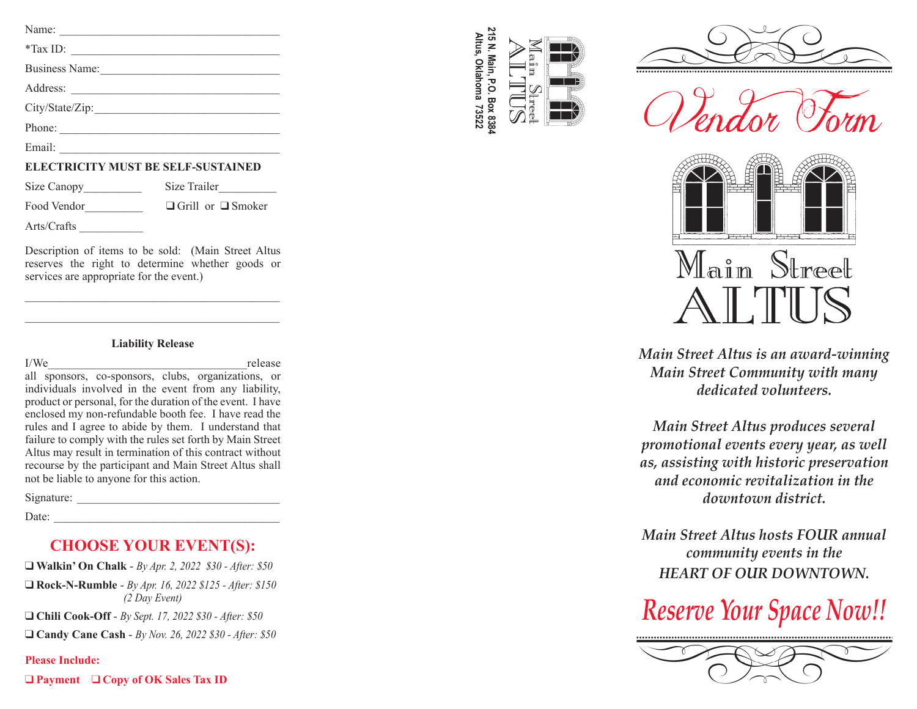Name: ______________________________________

*Tax ID: ____________________________________

Business Name: ______________________________

Address: ___________________________________

City/State/Zip: _______________________________

Phone: _____________________________________

Email: _____________________________________

**ELECTRICITY MUST BE SELF-SUSTAINED**

Size Canopy__________ Size Trailer__________

Food Vendor__________ ❑ Grill or ❑ Smoker

Arts/Crafts ___________

Description of items to be sold: (Main Street Altus reserves the right to determine whether goods or services are appropriate for the event.)

_____________________________________________

_____________________________________________

**Liability Release**

I/We___________________________________release all sponsors, co-sponsors, clubs, organizations, or individuals involved in the event from any liability, product or personal, for the duration of the event. I have enclosed my non-refundable booth fee. I have read the rules and I agree to abide by them. I understand that failure to comply with the rules set forth by Main Street Altus may result in termination of this contract without recourse by the participant and Main Street Altus shall not be liable to anyone for this action.

Signature: __________________________________

Date: ______________________________________

## CHOOSE YOUR EVENT(S):

❑ **Walkin' On Chalk** - *By Apr. 2, 2022 $30 - After: $50*

❑ **Rock-N-Rumble** - *By Apr. 16, 2022 $125 - After: $150 (2 Day Event)*

❑ **Chili Cook-Off** - *By Sept. 17, 2022 $30 - After: $50*

❑ **Candy Cane Cash** - *By Nov. 26, 2022 $30 - After: $50*

**Please Include:**

❑ **Payment** ❑ **Copy of OK Sales Tax ID**

Main Street ALTUS

**215 N. Main, P.O. Box 8384**
**Altus, Oklahoma 73522**

# Vendor Form

Main Street ALTUS

*Main Street Altus is an award-winning Main Street Community with many dedicated volunteers.*

*Main Street Altus produces several promotional events every year, as well as, assisting with historic preservation and economic revitalization in the downtown district.*

*Main Street Altus hosts FOUR annual community events in the HEART OF OUR DOWNTOWN.*

*Reserve Your Space Now!!*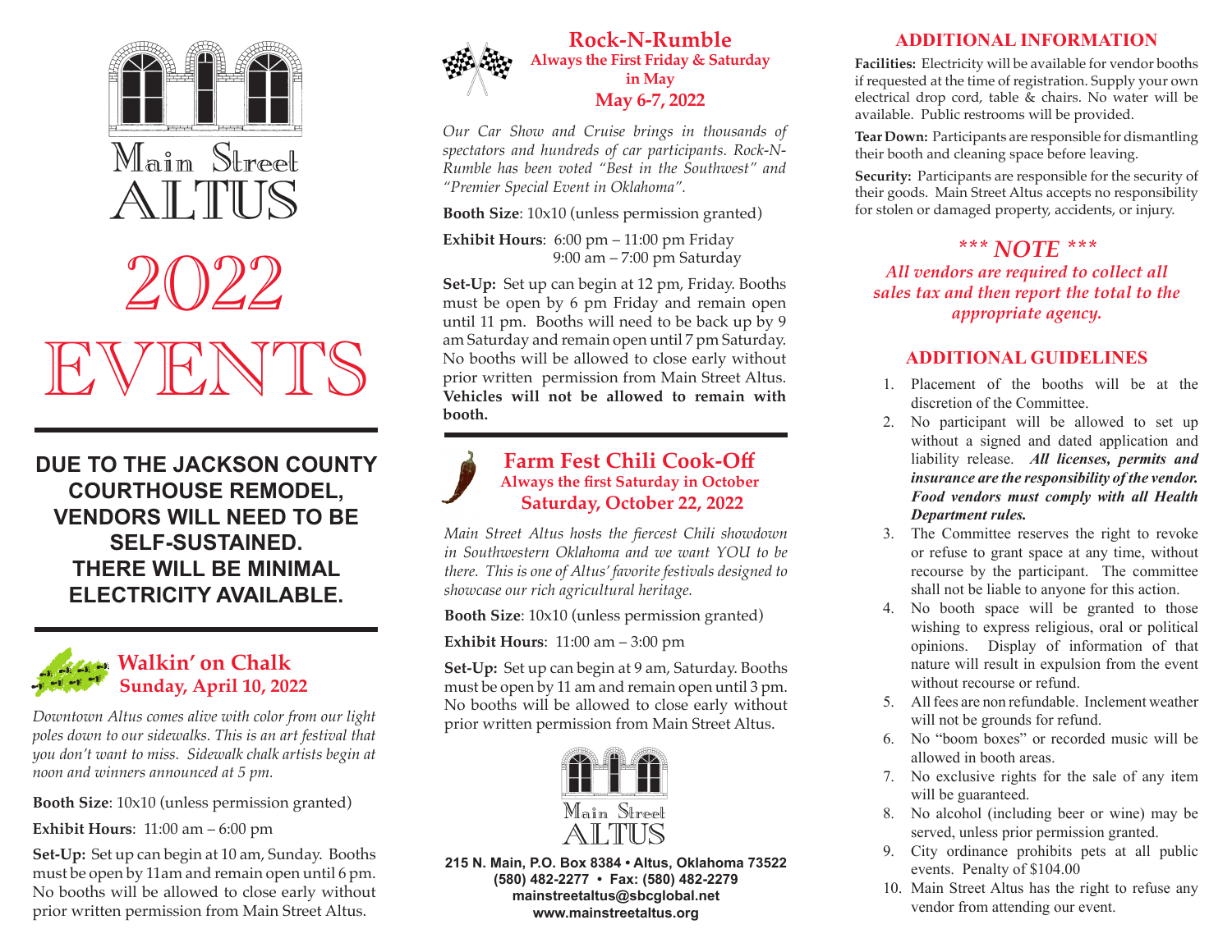# Main Street ALTUS

# 2022 EVENTS

**DUE TO THE JACKSON COUNTY COURTHOUSE REMODEL, VENDORS WILL NEED TO BE SELF-SUSTAINED. THERE WILL BE MINIMAL ELECTRICITY AVAILABLE.**

## Walkin' on Chalk
### Sunday, April 10, 2022

*Downtown Altus comes alive with color from our light poles down to our sidewalks. This is an art festival that you don't want to miss. Sidewalk chalk artists begin at noon and winners announced at 5 pm.*

**Booth Size**: 10x10 (unless permission granted)

**Exhibit Hours**: 11:00 am – 6:00 pm

**Set-Up:** Set up can begin at 10 am, Sunday. Booths must be open by 11am and remain open until 6 pm. No booths will be allowed to close early without prior written permission from Main Street Altus.

## Rock-N-Rumble
### Always the First Friday & Saturday in May
### May 6-7, 2022

*Our Car Show and Cruise brings in thousands of spectators and hundreds of car participants. Rock-N-Rumble has been voted "Best in the Southwest" and "Premier Special Event in Oklahoma".*

**Booth Size**: 10x10 (unless permission granted)

**Exhibit Hours**: 6:00 pm – 11:00 pm Friday
9:00 am – 7:00 pm Saturday

**Set-Up:** Set up can begin at 12 pm, Friday. Booths must be open by 6 pm Friday and remain open until 11 pm. Booths will need to be back up by 9 am Saturday and remain open until 7 pm Saturday. No booths will be allowed to close early without prior written permission from Main Street Altus. **Vehicles will not be allowed to remain with booth.**

## Farm Fest Chili Cook-Off
### Always the first Saturday in October
### Saturday, October 22, 2022

*Main Street Altus hosts the fiercest Chili showdown in Southwestern Oklahoma and we want YOU to be there. This is one of Altus' favorite festivals designed to showcase our rich agricultural heritage.*

**Booth Size**: 10x10 (unless permission granted)

**Exhibit Hours**: 11:00 am – 3:00 pm

**Set-Up:** Set up can begin at 9 am, Saturday. Booths must be open by 11 am and remain open until 3 pm. No booths will be allowed to close early without prior written permission from Main Street Altus.

Main Street ALTUS

**215 N. Main, P.O. Box 8384 • Altus, Oklahoma 73522**
**(580) 482-2277 • Fax: (580) 482-2279**
**mainstreetaltus@sbcglobal.net**
**www.mainstreetaltus.org**

## ADDITIONAL INFORMATION

**Facilities:** Electricity will be available for vendor booths if requested at the time of registration. Supply your own electrical drop cord, table & chairs. No water will be available. Public restrooms will be provided.

**Tear Down:** Participants are responsible for dismantling their booth and cleaning space before leaving.

**Security:** Participants are responsible for the security of their goods. Main Street Altus accepts no responsibility for stolen or damaged property, accidents, or injury.

### *** NOTE ***

*All vendors are required to collect all sales tax and then report the total to the appropriate agency.*

## ADDITIONAL GUIDELINES

1. Placement of the booths will be at the discretion of the Committee.
2. No participant will be allowed to set up without a signed and dated application and liability release. ***All licenses, permits and insurance are the responsibility of the vendor. Food vendors must comply with all Health Department rules.***
3. The Committee reserves the right to revoke or refuse to grant space at any time, without recourse by the participant. The committee shall not be liable to anyone for this action.
4. No booth space will be granted to those wishing to express religious, oral or political opinions. Display of information of that nature will result in expulsion from the event without recourse or refund.
5. All fees are non refundable. Inclement weather will not be grounds for refund.
6. No "boom boxes" or recorded music will be allowed in booth areas.
7. No exclusive rights for the sale of any item will be guaranteed.
8. No alcohol (including beer or wine) may be served, unless prior permission granted.
9. City ordinance prohibits pets at all public events. Penalty of $104.00
10. Main Street Altus has the right to refuse any vendor from attending our event.